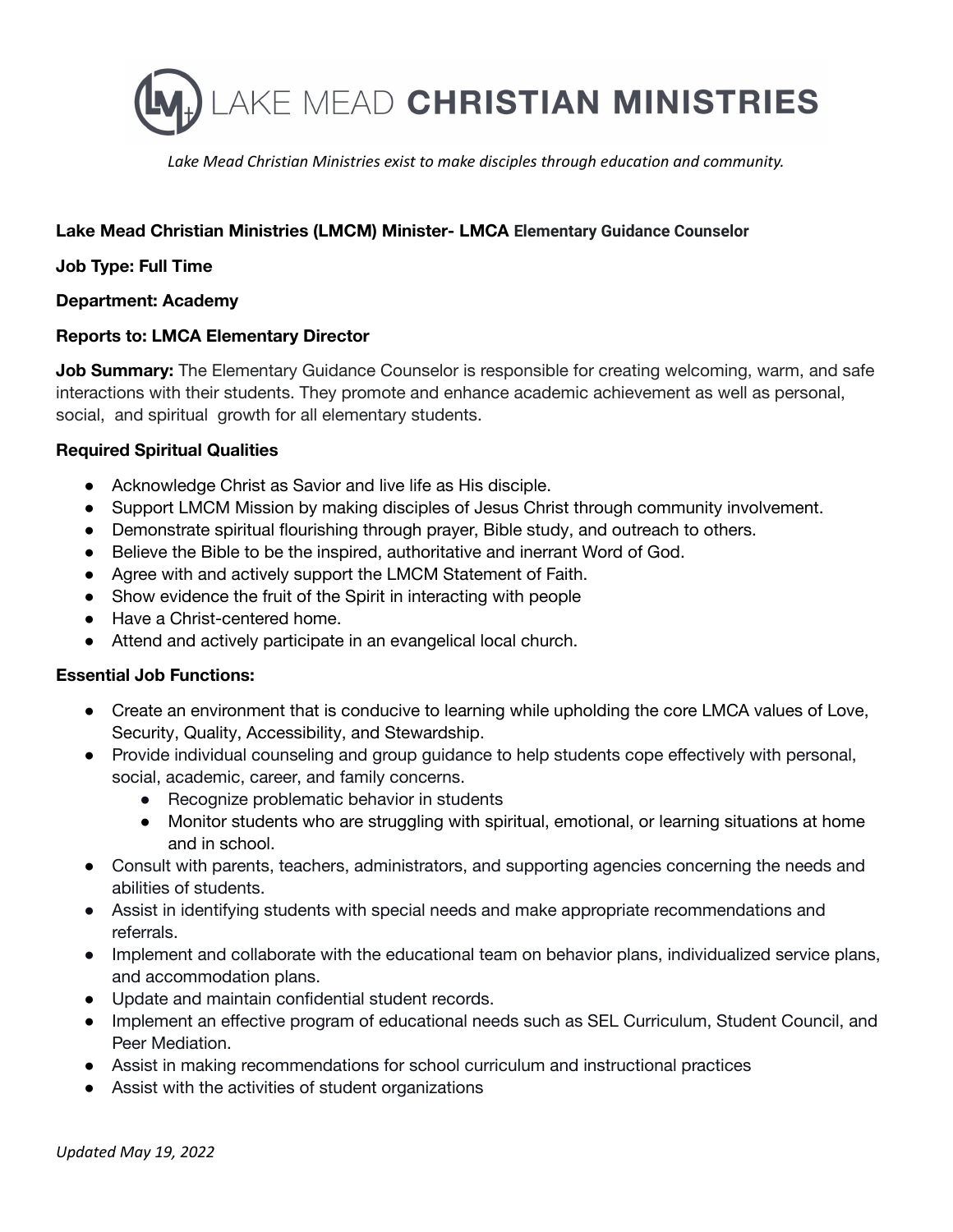# LAKE MEAD **CHRISTIAN MINISTRIES**

*Lake Mead Christian Ministries exist to make disciples through education and community.*

**Lake Mead Christian Ministries (LMCM) Minister- LMCA Elementary Guidance Counselor**

**Job Type: Full Time**

**Department: Academy**

**Reports to: LMCA Elementary Director**

**Job Summary:** The Elementary Guidance Counselor is responsible for creating welcoming, warm, and safe interactions with their students. They promote and enhance academic achievement as well as personal, social, and spiritual growth for all elementary students.

**Required Spiritual Qualities**

- Acknowledge Christ as Savior and live life as His disciple.
- Support LMCM Mission by making disciples of Jesus Christ through community involvement.
- Demonstrate spiritual flourishing through prayer, Bible study, and outreach to others.
- Believe the Bible to be the inspired, authoritative and inerrant Word of God.
- Agree with and actively support the LMCM Statement of Faith.
- Show evidence the fruit of the Spirit in interacting with people
- Have a Christ-centered home.
- Attend and actively participate in an evangelical local church.

**Essential Job Functions:**

- Create an environment that is conducive to learning while upholding the core LMCA values of Love, Security, Quality, Accessibility, and Stewardship.
- Provide individual counseling and group guidance to help students cope effectively with personal, social, academic, career, and family concerns.
    - Recognize problematic behavior in students
    - Monitor students who are struggling with spiritual, emotional, or learning situations at home and in school.
- Consult with parents, teachers, administrators, and supporting agencies concerning the needs and abilities of students.
- Assist in identifying students with special needs and make appropriate recommendations and referrals.
- Implement and collaborate with the educational team on behavior plans, individualized service plans, and accommodation plans.
- Update and maintain confidential student records.
- Implement an effective program of educational needs such as SEL Curriculum, Student Council, and Peer Mediation.
- Assist in making recommendations for school curriculum and instructional practices
- Assist with the activities of student organizations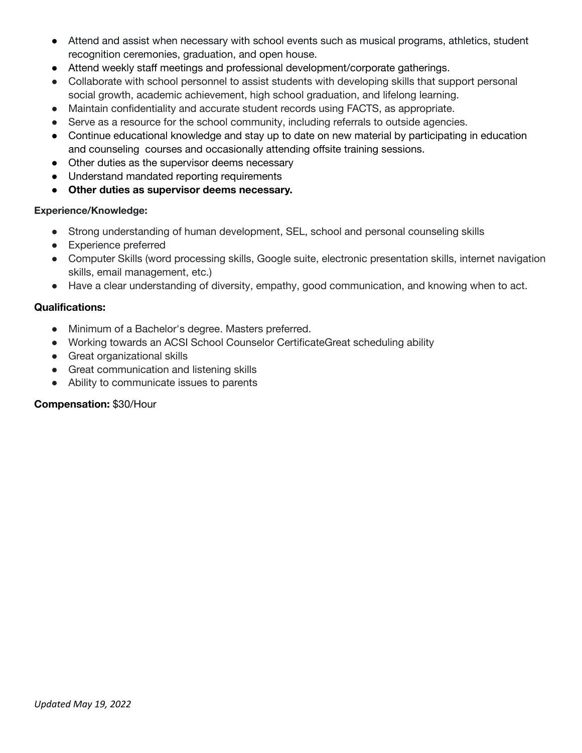- Attend and assist when necessary with school events such as musical programs, athletics, student recognition ceremonies, graduation, and open house.
- Attend weekly staff meetings and professional development/corporate gatherings.
- Collaborate with school personnel to assist students with developing skills that support personal social growth, academic achievement, high school graduation, and lifelong learning.
- Maintain confidentiality and accurate student records using FACTS, as appropriate.
- Serve as a resource for the school community, including referrals to outside agencies.
- Continue educational knowledge and stay up to date on new material by participating in education and counseling courses and occasionally attending offsite training sessions.
- Other duties as the supervisor deems necessary
- Understand mandated reporting requirements
- **Other duties as supervisor deems necessary.**

**Experience/Knowledge:**

- Strong understanding of human development, SEL, school and personal counseling skills
- Experience preferred
- Computer Skills (word processing skills, Google suite, electronic presentation skills, internet navigation skills, email management, etc.)
- Have a clear understanding of diversity, empathy, good communication, and knowing when to act.

**Qualifications:**

- Minimum of a Bachelor's degree. Masters preferred.
- Working towards an ACSI School Counselor CertificateGreat scheduling ability
- Great organizational skills
- Great communication and listening skills
- Ability to communicate issues to parents

**Compensation:** $30/Hour

*Updated May 19, 2022*